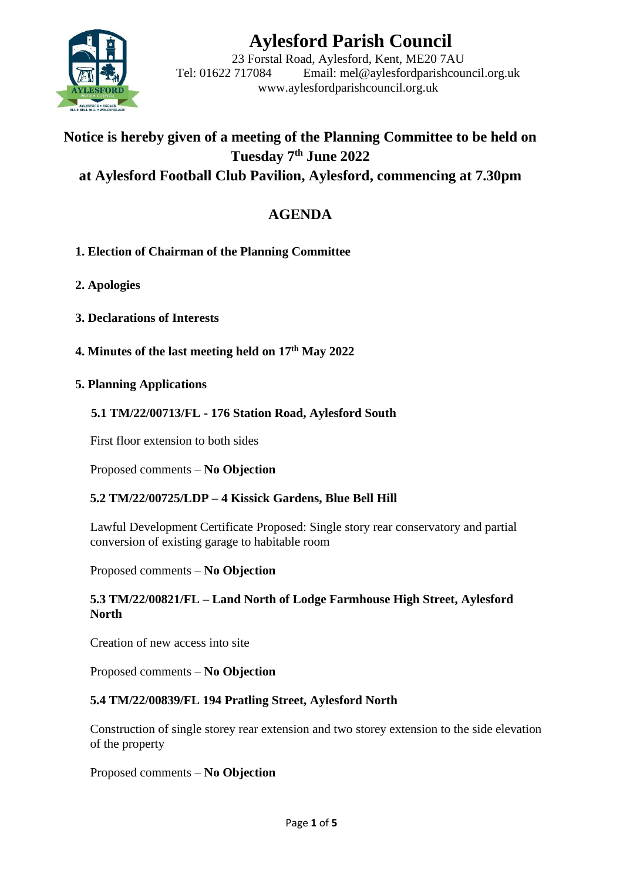# Aylesford Parish Council

23 Forstal Road, Aylesford, Kent, ME20 7AU
Tel: 01622 717084 Email: mel@aylesfordparishcouncil.org.uk
www.aylesfordparishcouncil.org.uk

## Notice is hereby given of a meeting of the Planning Committee to be held on Tuesday 7th June 2022 at Aylesford Football Club Pavilion, Aylesford, commencing at 7.30pm

## AGENDA

**1. Election of Chairman of the Planning Committee**

**2. Apologies**

**3. Declarations of Interests**

**4. Minutes of the last meeting held on 17th May 2022**

**5. Planning Applications**

**5.1 TM/22/00713/FL - 176 Station Road, Aylesford South**

First floor extension to both sides

Proposed comments – **No Objection**

**5.2 TM/22/00725/LDP – 4 Kissick Gardens, Blue Bell Hill**

Lawful Development Certificate Proposed: Single story rear conservatory and partial conversion of existing garage to habitable room

Proposed comments – **No Objection**

**5.3 TM/22/00821/FL – Land North of Lodge Farmhouse High Street, Aylesford North**

Creation of new access into site

Proposed comments – **No Objection**

**5.4 TM/22/00839/FL 194 Pratling Street, Aylesford North**

Construction of single storey rear extension and two storey extension to the side elevation of the property

Proposed comments – **No Objection**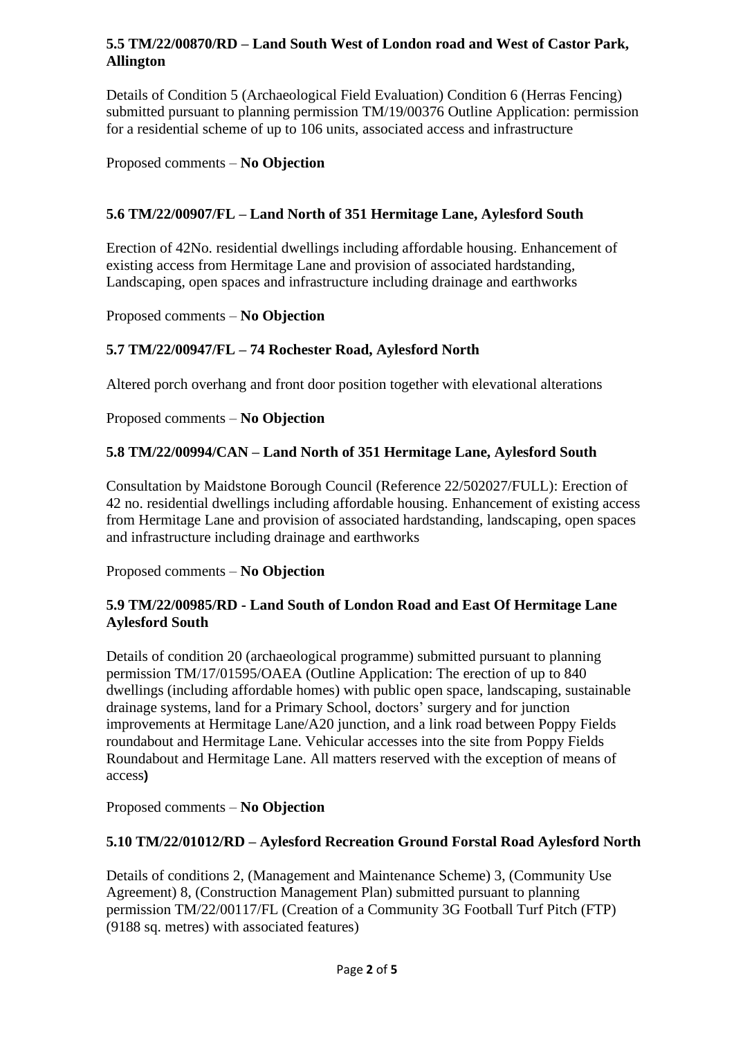**5.5 TM/22/00870/RD – Land South West of London road and West of Castor Park, Allington**

Details of Condition 5 (Archaeological Field Evaluation) Condition 6 (Herras Fencing) submitted pursuant to planning permission TM/19/00376 Outline Application: permission for a residential scheme of up to 106 units, associated access and infrastructure

Proposed comments – **No Objection**

**5.6 TM/22/00907/FL – Land North of 351 Hermitage Lane, Aylesford South**

Erection of 42No. residential dwellings including affordable housing. Enhancement of existing access from Hermitage Lane and provision of associated hardstanding, Landscaping, open spaces and infrastructure including drainage and earthworks

Proposed comments – **No Objection**

**5.7 TM/22/00947/FL – 74 Rochester Road, Aylesford North**

Altered porch overhang and front door position together with elevational alterations

Proposed comments – **No Objection**

**5.8 TM/22/00994/CAN – Land North of 351 Hermitage Lane, Aylesford South**

Consultation by Maidstone Borough Council (Reference 22/502027/FULL): Erection of 42 no. residential dwellings including affordable housing. Enhancement of existing access from Hermitage Lane and provision of associated hardstanding, landscaping, open spaces and infrastructure including drainage and earthworks

Proposed comments – **No Objection**

**5.9 TM/22/00985/RD - Land South of London Road and East Of Hermitage Lane Aylesford South**

Details of condition 20 (archaeological programme) submitted pursuant to planning permission TM/17/01595/OAEA (Outline Application: The erection of up to 840 dwellings (including affordable homes) with public open space, landscaping, sustainable drainage systems, land for a Primary School, doctors' surgery and for junction improvements at Hermitage Lane/A20 junction, and a link road between Poppy Fields roundabout and Hermitage Lane. Vehicular accesses into the site from Poppy Fields Roundabout and Hermitage Lane. All matters reserved with the exception of means of access**)**

Proposed comments – **No Objection**

**5.10 TM/22/01012/RD – Aylesford Recreation Ground Forstal Road Aylesford North**

Details of conditions 2, (Management and Maintenance Scheme) 3, (Community Use Agreement) 8, (Construction Management Plan) submitted pursuant to planning permission TM/22/00117/FL (Creation of a Community 3G Football Turf Pitch (FTP) (9188 sq. metres) with associated features)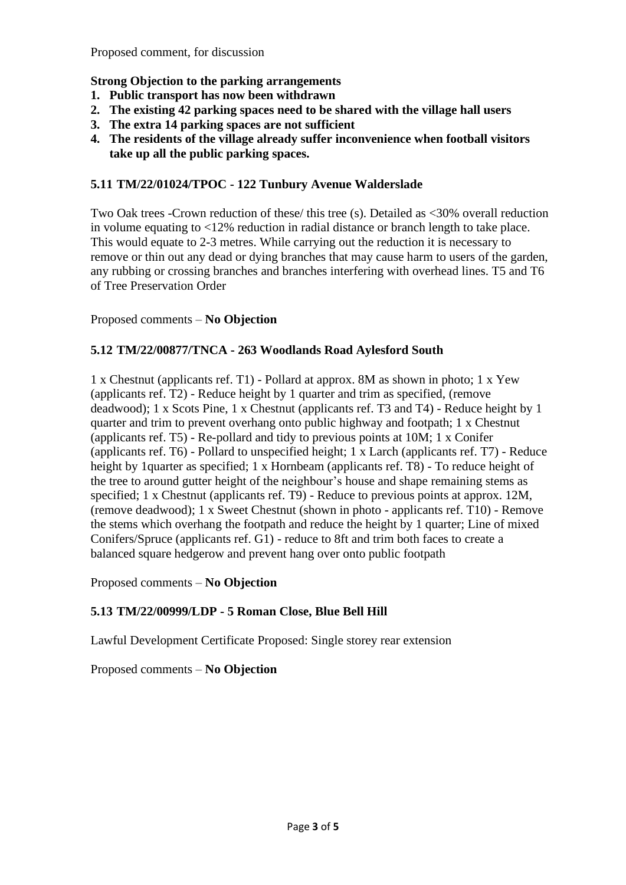Proposed comment, for discussion

**Strong Objection to the parking arrangements**

1. **Public transport has now been withdrawn**
2. **The existing 42 parking spaces need to be shared with the village hall users**
3. **The extra 14 parking spaces are not sufficient**
4. **The residents of the village already suffer inconvenience when football visitors take up all the public parking spaces.**

**5.11 TM/22/01024/TPOC - 122 Tunbury Avenue Walderslade**

Two Oak trees -Crown reduction of these/ this tree (s). Detailed as <30% overall reduction in volume equating to <12% reduction in radial distance or branch length to take place. This would equate to 2-3 metres. While carrying out the reduction it is necessary to remove or thin out any dead or dying branches that may cause harm to users of the garden, any rubbing or crossing branches and branches interfering with overhead lines. T5 and T6 of Tree Preservation Order

Proposed comments – **No Objection**

**5.12 TM/22/00877/TNCA - 263 Woodlands Road Aylesford South**

1 x Chestnut (applicants ref. T1) - Pollard at approx. 8M as shown in photo; 1 x Yew (applicants ref. T2) - Reduce height by 1 quarter and trim as specified, (remove deadwood); 1 x Scots Pine, 1 x Chestnut (applicants ref. T3 and T4) - Reduce height by 1 quarter and trim to prevent overhang onto public highway and footpath; 1 x Chestnut (applicants ref. T5) - Re-pollard and tidy to previous points at 10M; 1 x Conifer (applicants ref. T6) - Pollard to unspecified height; 1 x Larch (applicants ref. T7) - Reduce height by 1quarter as specified; 1 x Hornbeam (applicants ref. T8) - To reduce height of the tree to around gutter height of the neighbour's house and shape remaining stems as specified; 1 x Chestnut (applicants ref. T9) - Reduce to previous points at approx. 12M, (remove deadwood); 1 x Sweet Chestnut (shown in photo - applicants ref. T10) - Remove the stems which overhang the footpath and reduce the height by 1 quarter; Line of mixed Conifers/Spruce (applicants ref. G1) - reduce to 8ft and trim both faces to create a balanced square hedgerow and prevent hang over onto public footpath

Proposed comments – **No Objection**

**5.13 TM/22/00999/LDP - 5 Roman Close, Blue Bell Hill**

Lawful Development Certificate Proposed: Single storey rear extension

Proposed comments – **No Objection**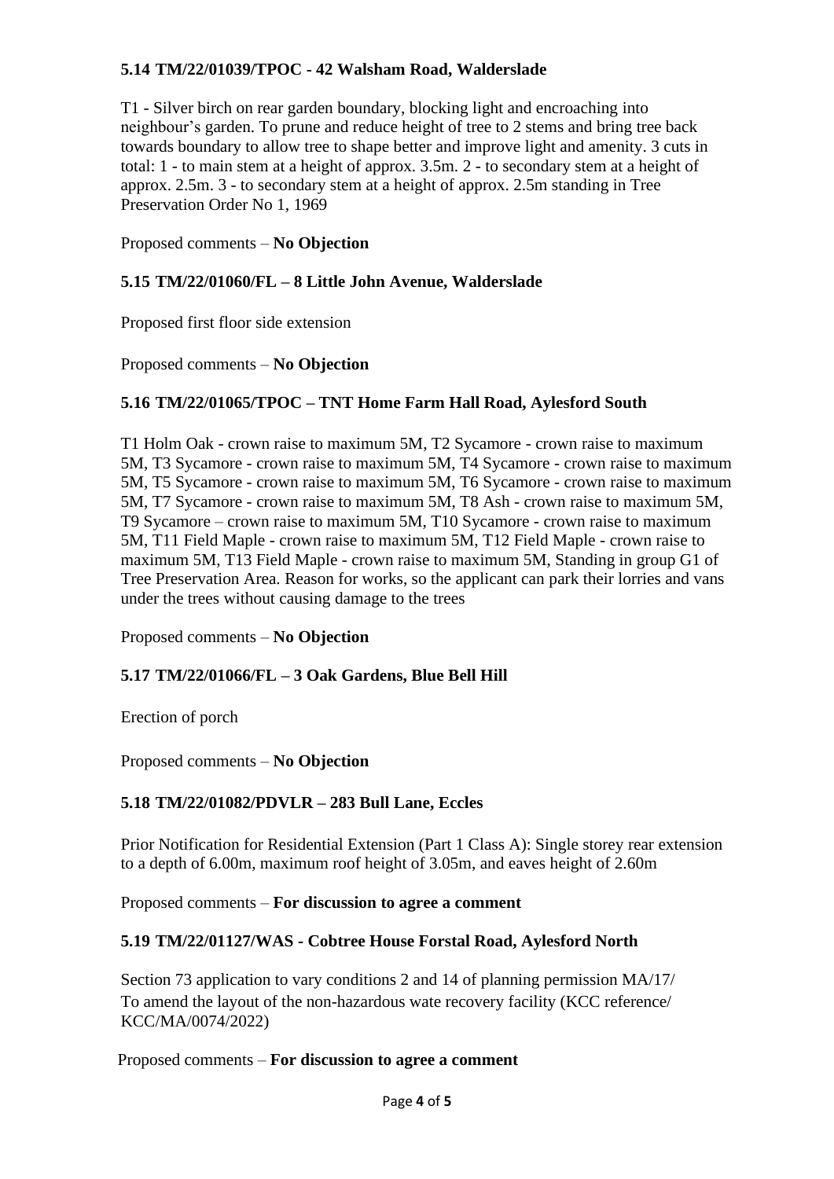**5.14 TM/22/01039/TPOC - 42 Walsham Road, Walderslade**

T1 - Silver birch on rear garden boundary, blocking light and encroaching into neighbour's garden. To prune and reduce height of tree to 2 stems and bring tree back towards boundary to allow tree to shape better and improve light and amenity. 3 cuts in total: 1 - to main stem at a height of approx. 3.5m. 2 - to secondary stem at a height of approx. 2.5m. 3 - to secondary stem at a height of approx. 2.5m standing in Tree Preservation Order No 1, 1969

Proposed comments – **No Objection**

**5.15 TM/22/01060/FL – 8 Little John Avenue, Walderslade**

Proposed first floor side extension

Proposed comments – **No Objection**

**5.16 TM/22/01065/TPOC – TNT Home Farm Hall Road, Aylesford South**

T1 Holm Oak - crown raise to maximum 5M, T2 Sycamore - crown raise to maximum 5M, T3 Sycamore - crown raise to maximum 5M, T4 Sycamore - crown raise to maximum 5M, T5 Sycamore - crown raise to maximum 5M, T6 Sycamore - crown raise to maximum 5M, T7 Sycamore - crown raise to maximum 5M, T8 Ash - crown raise to maximum 5M, T9 Sycamore – crown raise to maximum 5M, T10 Sycamore - crown raise to maximum 5M, T11 Field Maple - crown raise to maximum 5M, T12 Field Maple - crown raise to maximum 5M, T13 Field Maple - crown raise to maximum 5M, Standing in group G1 of Tree Preservation Area. Reason for works, so the applicant can park their lorries and vans under the trees without causing damage to the trees

Proposed comments – **No Objection**

**5.17 TM/22/01066/FL – 3 Oak Gardens, Blue Bell Hill**

Erection of porch

Proposed comments – **No Objection**

**5.18 TM/22/01082/PDVLR – 283 Bull Lane, Eccles**

Prior Notification for Residential Extension (Part 1 Class A): Single storey rear extension to a depth of 6.00m, maximum roof height of 3.05m, and eaves height of 2.60m

Proposed comments – **For discussion to agree a comment**

**5.19 TM/22/01127/WAS - Cobtree House Forstal Road, Aylesford North**

Section 73 application to vary conditions 2 and 14 of planning permission MA/17/
To amend the layout of the non-hazardous wate recovery facility (KCC reference/ KCC/MA/0074/2022)

Proposed comments – **For discussion to agree a comment**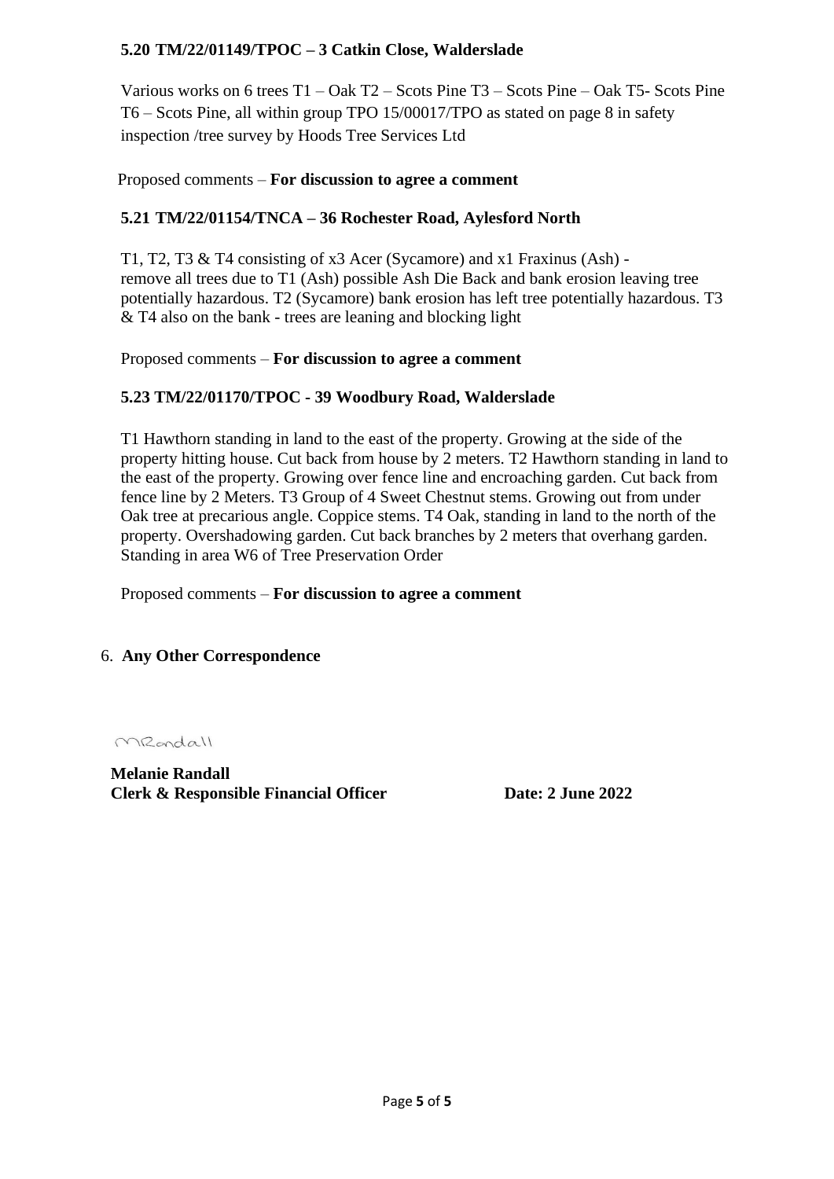**5.20 TM/22/01149/TPOC – 3 Catkin Close, Walderslade**

Various works on 6 trees T1 – Oak T2 – Scots Pine T3 – Scots Pine – Oak T5- Scots Pine T6 – Scots Pine, all within group TPO 15/00017/TPO as stated on page 8 in safety inspection /tree survey by Hoods Tree Services Ltd

Proposed comments – **For discussion to agree a comment**

**5.21 TM/22/01154/TNCA – 36 Rochester Road, Aylesford North**

T1, T2, T3 & T4 consisting of x3 Acer (Sycamore) and x1 Fraxinus (Ash) - remove all trees due to T1 (Ash) possible Ash Die Back and bank erosion leaving tree potentially hazardous. T2 (Sycamore) bank erosion has left tree potentially hazardous. T3 & T4 also on the bank - trees are leaning and blocking light

Proposed comments – **For discussion to agree a comment**

**5.23 TM/22/01170/TPOC - 39 Woodbury Road, Walderslade**

T1 Hawthorn standing in land to the east of the property. Growing at the side of the property hitting house. Cut back from house by 2 meters. T2 Hawthorn standing in land to the east of the property. Growing over fence line and encroaching garden. Cut back from fence line by 2 Meters. T3 Group of 4 Sweet Chestnut stems. Growing out from under Oak tree at precarious angle. Coppice stems. T4 Oak, standing in land to the north of the property. Overshadowing garden. Cut back branches by 2 meters that overhang garden. Standing in area W6 of Tree Preservation Order

Proposed comments – **For discussion to agree a comment**

6. **Any Other Correspondence**

MRandall

**Melanie Randall**
**Clerk & Responsible Financial Officer** **Date: 2 June 2022**